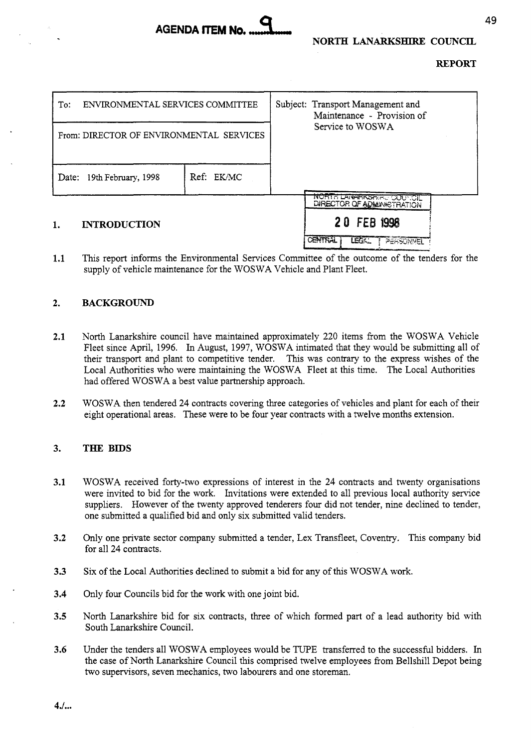AGENDA ITEM No. 9

NORTH LANARKSHIRE COUNCIL

**REPORT**

| To: ENVIRONMENTAL SERVICES COMMITTEE | | Subject: Transport Management and Maintenance - Provision of Service to WOSWA |
|---|---|---|
| From: DIRECTOR OF ENVIRONMENTAL SERVICES | | |
| Date: 19th February, 1998 | Ref: EK/MC | |

NORTH LANARKSHIRE COUNCIL DIRECTOR OF ADMINISTRATION
20 FEB 1998
CENTRAL | LEGAL | PERSONNEL

## 1. INTRODUCTION

1.1 This report informs the Environmental Services Committee of the outcome of the tenders for the supply of vehicle maintenance for the WOSWA Vehicle and Plant Fleet.

## 2. BACKGROUND

2.1 North Lanarkshire council have maintained approximately 220 items from the WOSWA Vehicle Fleet since April, 1996. In August, 1997, WOSWA intimated that they would be submitting all of their transport and plant to competitive tender. This was contrary to the express wishes of the Local Authorities who were maintaining the WOSWA Fleet at this time. The Local Authorities had offered WOSWA a best value partnership approach.

2.2 WOSWA then tendered 24 contracts covering three categories of vehicles and plant for each of their eight operational areas. These were to be four year contracts with a twelve months extension.

## 3. THE BIDS

3.1 WOSWA received forty-two expressions of interest in the 24 contracts and twenty organisations were invited to bid for the work. Invitations were extended to all previous local authority service suppliers. However of the twenty approved tenderers four did not tender, nine declined to tender, one submitted a qualified bid and only six submitted valid tenders.

3.2 Only one private sector company submitted a tender, Lex Transfleet, Coventry. This company bid for all 24 contracts.

3.3 Six of the Local Authorities declined to submit a bid for any of this WOSWA work.

3.4 Only four Councils bid for the work with one joint bid.

3.5 North Lanarkshire bid for six contracts, three of which formed part of a lead authority bid with South Lanarkshire Council.

3.6 Under the tenders all WOSWA employees would be TUPE transferred to the successful bidders. In the case of North Lanarkshire Council this comprised twelve employees from Bellshill Depot being two supervisors, seven mechanics, two labourers and one storeman.

4./...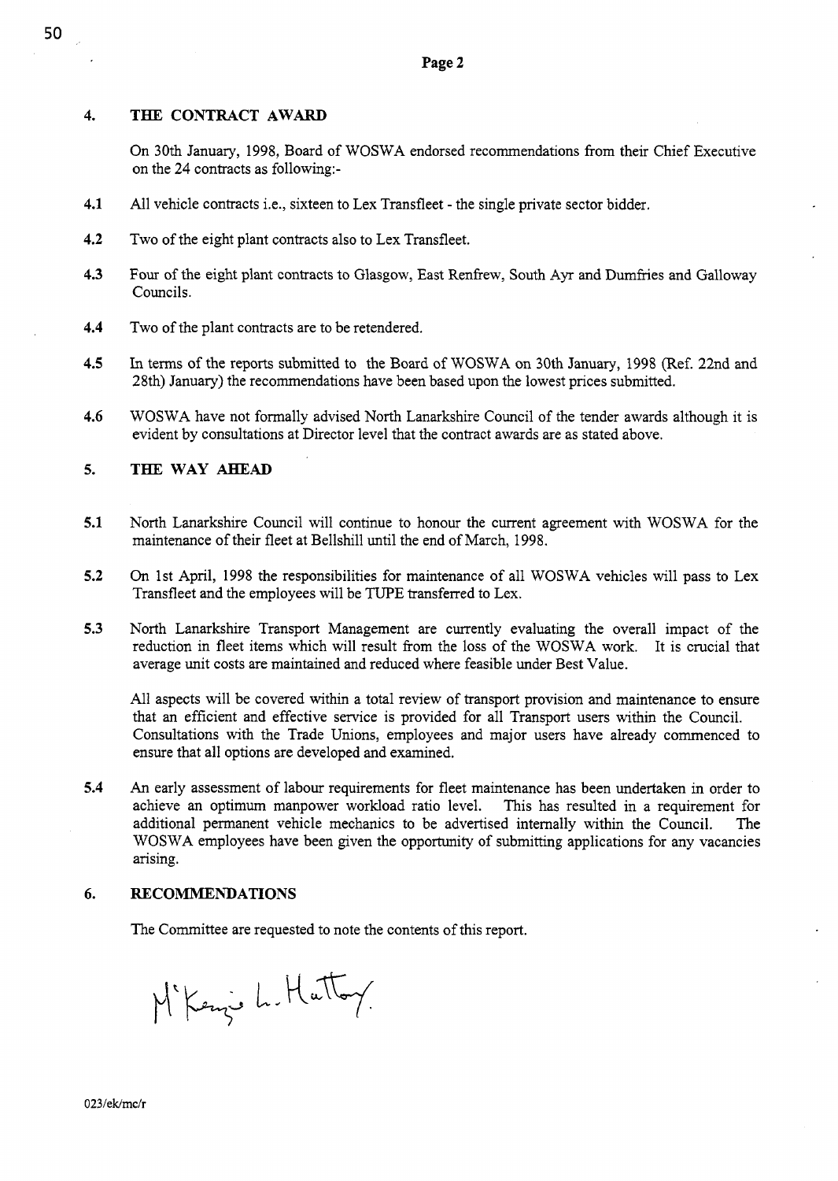## 4. THE CONTRACT AWARD

On 30th January, 1998, Board of WOSWA endorsed recommendations from their Chief Executive on the 24 contracts as following:-

**4.1** All vehicle contracts i.e., sixteen to Lex Transfleet - the single private sector bidder.

**4.2** Two of the eight plant contracts also to Lex Transfleet.

**4.3** Four of the eight plant contracts to Glasgow, East Renfrew, South Ayr and Dumfries and Galloway Councils.

**4.4** Two of the plant contracts are to be retendered.

**4.5** In terms of the reports submitted to the Board of WOSWA on 30th January, 1998 (Ref. 22nd and 28th) January) the recommendations have been based upon the lowest prices submitted.

**4.6** WOSWA have not formally advised North Lanarkshire Council of the tender awards although it is evident by consultations at Director level that the contract awards are as stated above.

## 5. THE WAY AHEAD

**5.1** North Lanarkshire Council will continue to honour the current agreement with WOSWA for the maintenance of their fleet at Bellshill until the end of March, 1998.

**5.2** On 1st April, 1998 the responsibilities for maintenance of all WOSWA vehicles will pass to Lex Transfleet and the employees will be TUPE transferred to Lex.

**5.3** North Lanarkshire Transport Management are currently evaluating the overall impact of the reduction in fleet items which will result from the loss of the WOSWA work. It is crucial that average unit costs are maintained and reduced where feasible under Best Value.

All aspects will be covered within a total review of transport provision and maintenance to ensure that an efficient and effective service is provided for all Transport users within the Council. Consultations with the Trade Unions, employees and major users have already commenced to ensure that all options are developed and examined.

**5.4** An early assessment of labour requirements for fleet maintenance has been undertaken in order to achieve an optimum manpower workload ratio level. This has resulted in a requirement for additional permanent vehicle mechanics to be advertised internally within the Council. The WOSWA employees have been given the opportunity of submitting applications for any vacancies arising.

## 6. RECOMMENDATIONS

The Committee are requested to note the contents of this report.

M'Kenzie L. Hattey.

023/ek/mc/r